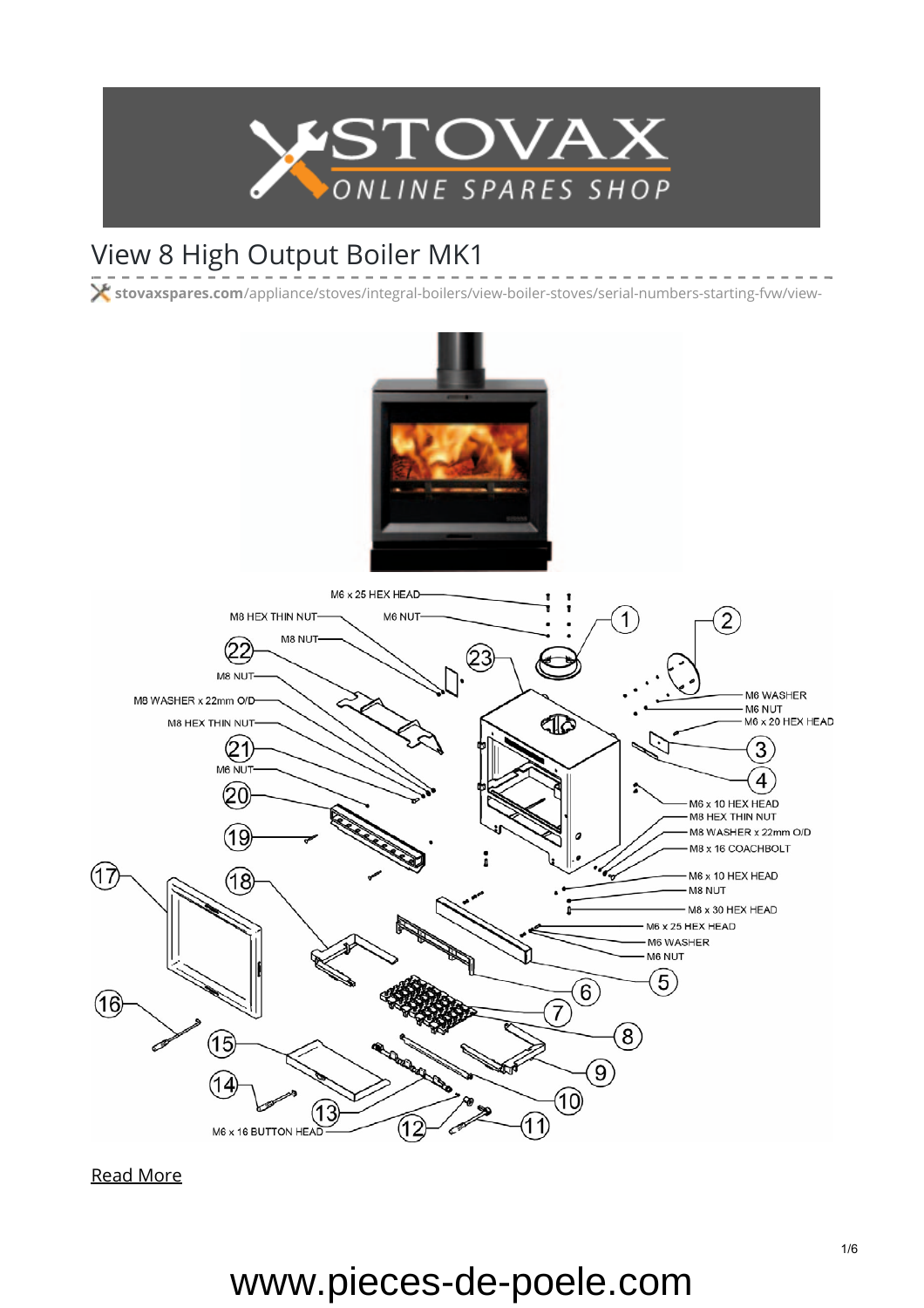# View 8 High Output Boiler MK1

stovaxspares.com/appliance/stoves/integral-boilers/view-boiler-stoves/serial-numbers-starting-fvw/view-

M6 x 25 HEX HEAD

M8 HEX THIN NUT

M6 NUT

M8 NUT

M8 NUT

M8 WASHER x 22mm O/D

M8 HEX THIN NUT

M6 NUT

M6 WASHER

M6 NUT

M6 x 20 HEX HEAD

M6 x 10 HEX HEAD

M8 HEX THIN NUT

M8 WASHER x 22mm O/D

M8 x 16 COACHBOLT

M6 x 10 HEX HEAD

M8 NUT

M8 x 30 HEX HEAD

M6 x 25 HEX HEAD

M6 WASHER

M6 NUT

M6 x 16 BUTTON HEAD

Read More

www.pieces-de-poele.com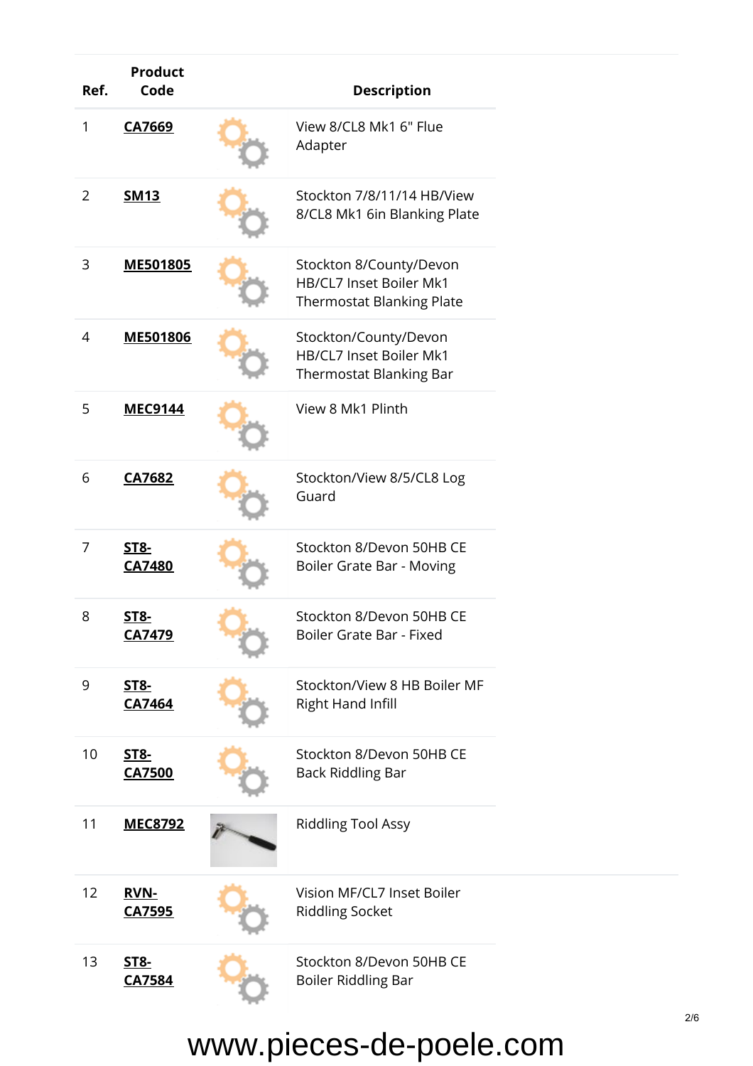| Ref. | Product Code | | Description |
|---|---|---|---|
| 1 | **CA7669** | | View 8/CL8 Mk1 6" Flue Adapter |
| 2 | **SM13** | | Stockton 7/8/11/14 HB/View 8/CL8 Mk1 6in Blanking Plate |
| 3 | **ME501805** | | Stockton 8/County/Devon HB/CL7 Inset Boiler Mk1 Thermostat Blanking Plate |
| 4 | **ME501806** | | Stockton/County/Devon HB/CL7 Inset Boiler Mk1 Thermostat Blanking Bar |
| 5 | **MEC9144** | | View 8 Mk1 Plinth |
| 6 | **CA7682** | | Stockton/View 8/5/CL8 Log Guard |
| 7 | **ST8-CA7480** | | Stockton 8/Devon 50HB CE Boiler Grate Bar - Moving |
| 8 | **ST8-CA7479** | | Stockton 8/Devon 50HB CE Boiler Grate Bar - Fixed |
| 9 | **ST8-CA7464** | | Stockton/View 8 HB Boiler MF Right Hand Infill |
| 10 | **ST8-CA7500** | | Stockton 8/Devon 50HB CE Back Riddling Bar |
| 11 | **MEC8792** | | Riddling Tool Assy |
| 12 | **RVN-CA7595** | | Vision MF/CL7 Inset Boiler Riddling Socket |
| 13 | **ST8-CA7584** | | Stockton 8/Devon 50HB CE Boiler Riddling Bar |

www.pieces-de-poele.com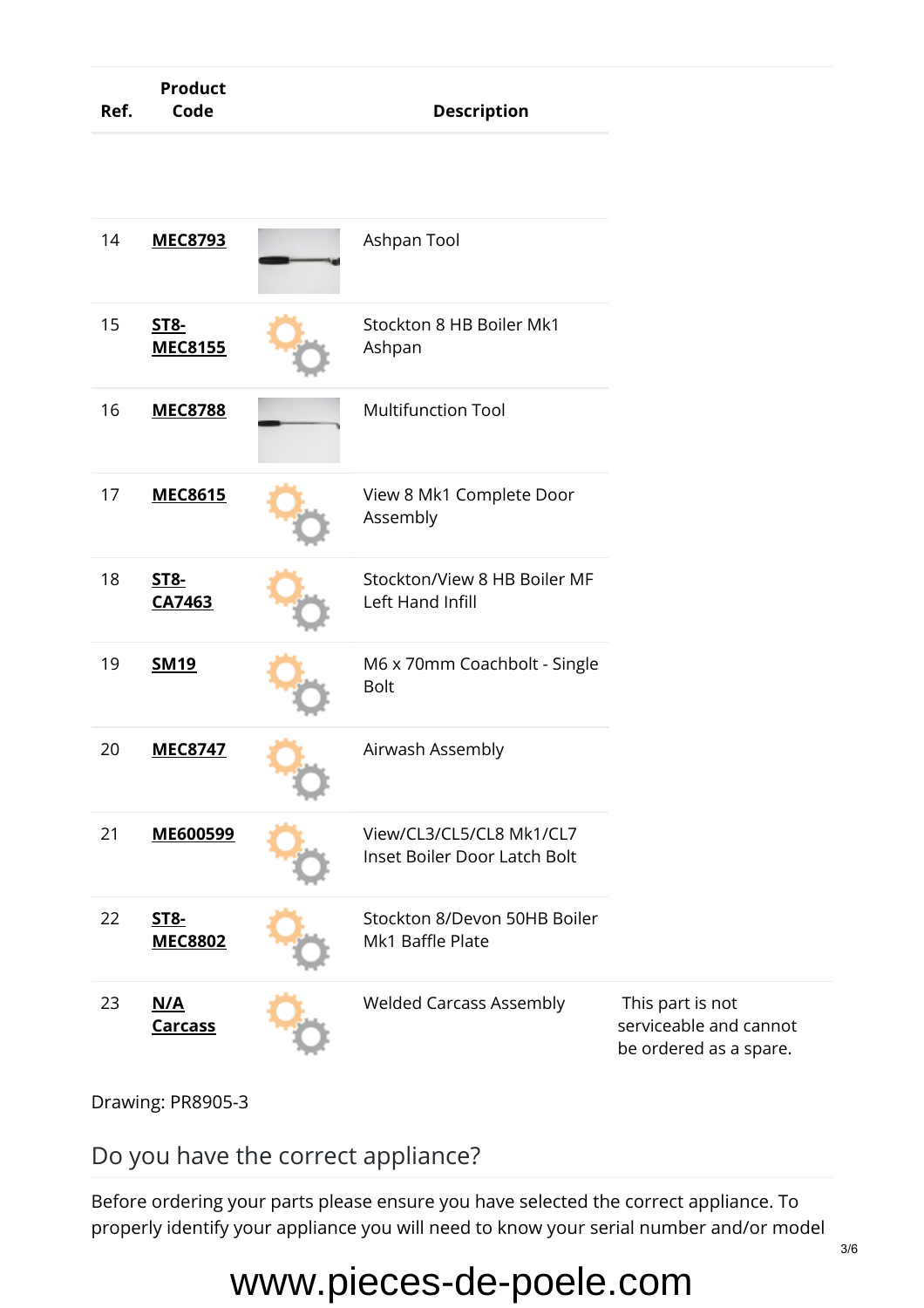| Ref. | Product Code | | Description | |
|---|---|---|---|---|
| 14 | **MEC8793** | | Ashpan Tool | |
| 15 | **ST8-MEC8155** | | Stockton 8 HB Boiler Mk1 Ashpan | |
| 16 | **MEC8788** | | Multifunction Tool | |
| 17 | **MEC8615** | | View 8 Mk1 Complete Door Assembly | |
| 18 | **ST8-CA7463** | | Stockton/View 8 HB Boiler MF Left Hand Infill | |
| 19 | **SM19** | | M6 x 70mm Coachbolt - Single Bolt | |
| 20 | **MEC8747** | | Airwash Assembly | |
| 21 | **ME600599** | | View/CL3/CL5/CL8 Mk1/CL7 Inset Boiler Door Latch Bolt | |
| 22 | **ST8-MEC8802** | | Stockton 8/Devon 50HB Boiler Mk1 Baffle Plate | |
| 23 | **N/A Carcass** | | Welded Carcass Assembly | This part is not serviceable and cannot be ordered as a spare. |

Drawing: PR8905-3

## Do you have the correct appliance?

Before ordering your parts please ensure you have selected the correct appliance. To properly identify your appliance you will need to know your serial number and/or model

www.pieces-de-poele.com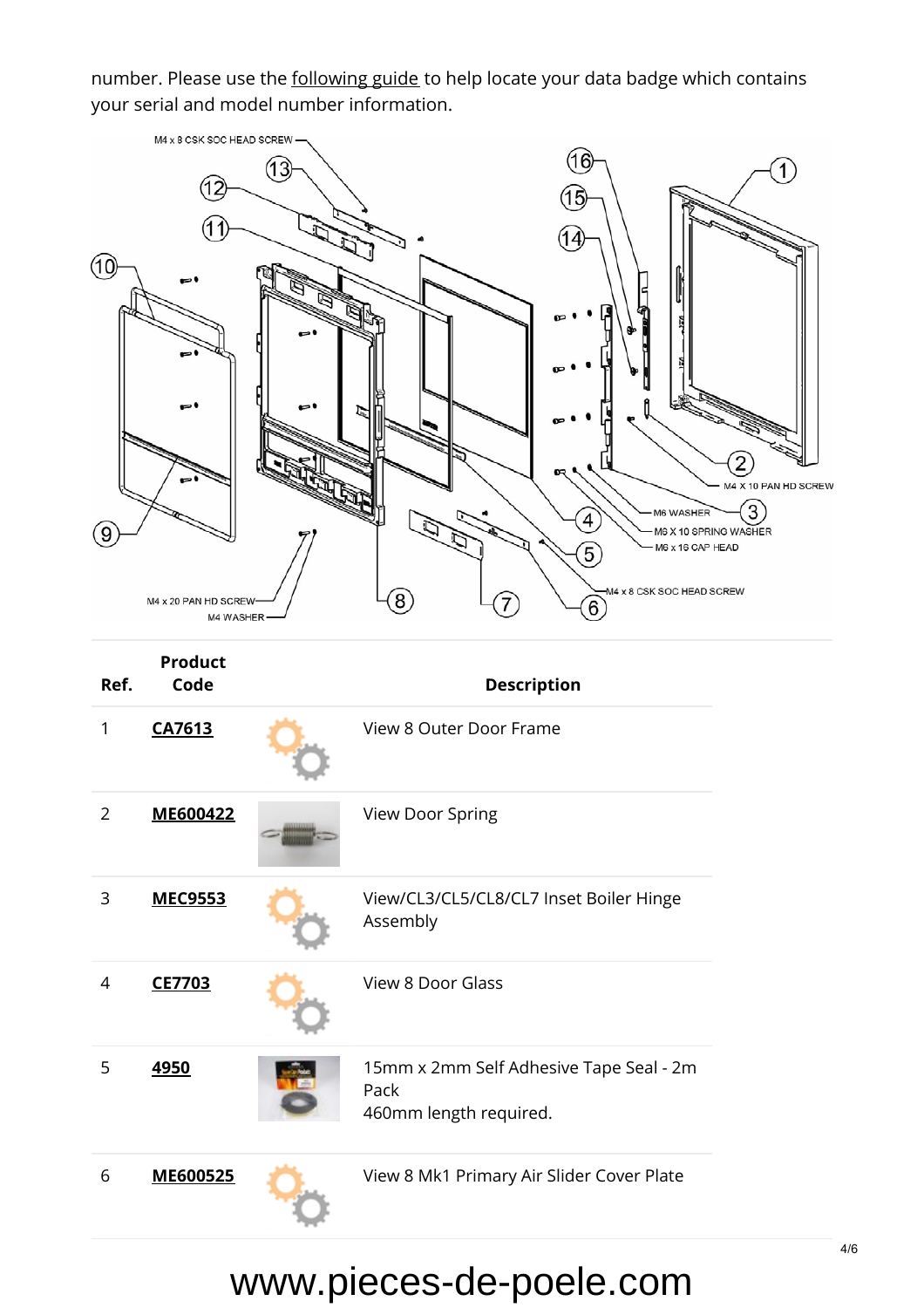number. Please use the following guide to help locate your data badge which contains your serial and model number information.

| Ref. | Product Code | | Description |
|---|---|---|---|
| 1 | CA7613 | | View 8 Outer Door Frame |
| 2 | ME600422 | | View Door Spring |
| 3 | MEC9553 | | View/CL3/CL5/CL8/CL7 Inset Boiler Hinge Assembly |
| 4 | CE7703 | | View 8 Door Glass |
| 5 | 4950 | | 15mm x 2mm Self Adhesive Tape Seal - 2m Pack<br>460mm length required. |
| 6 | ME600525 | | View 8 Mk1 Primary Air Slider Cover Plate |

www.pieces-de-poele.com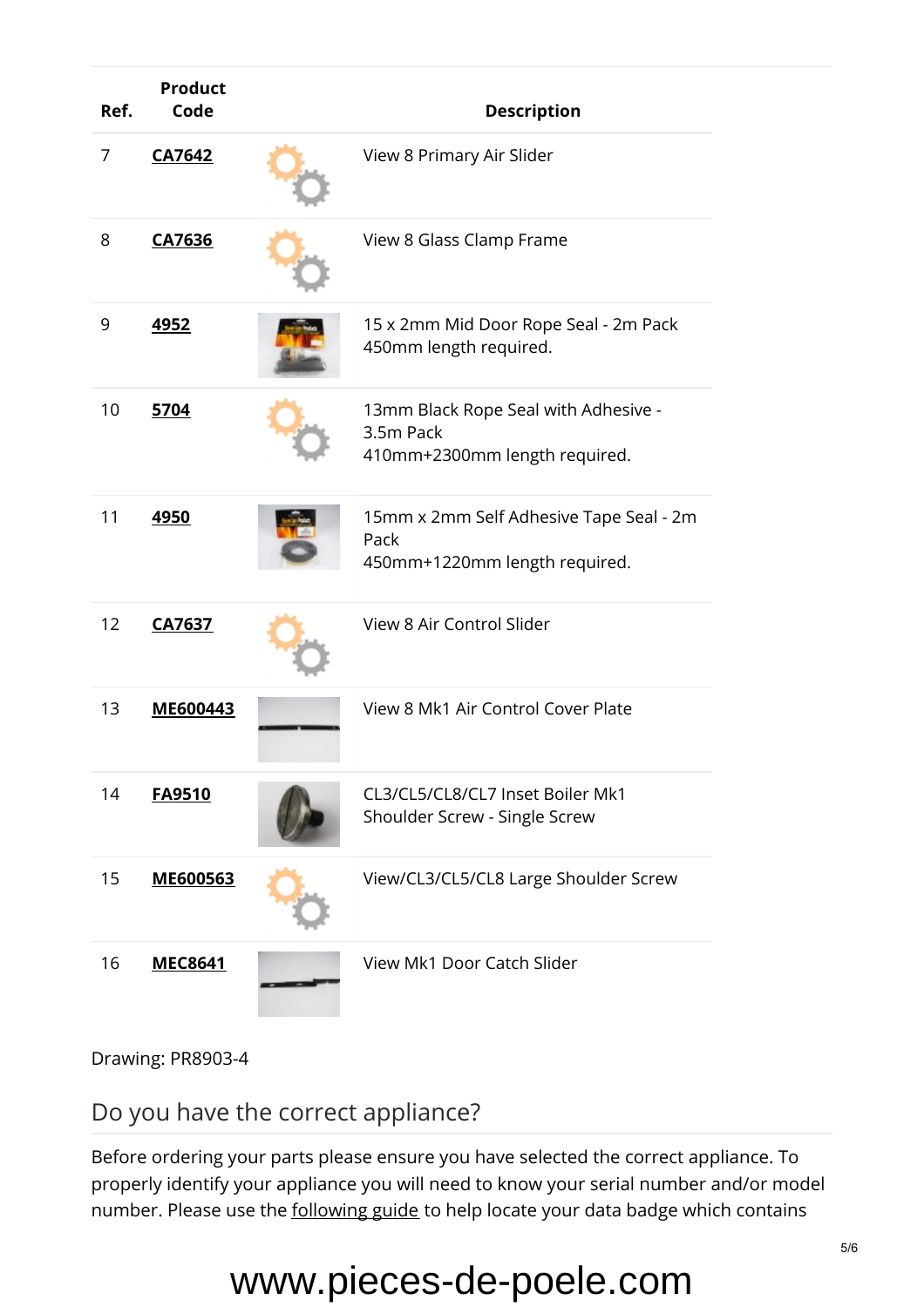| Ref. | Product Code | | Description |
|---|---|---|---|
| 7 | CA7642 | | View 8 Primary Air Slider |
| 8 | CA7636 | | View 8 Glass Clamp Frame |
| 9 | 4952 | | 15 x 2mm Mid Door Rope Seal - 2m Pack<br>450mm length required. |
| 10 | 5704 | | 13mm Black Rope Seal with Adhesive - 3.5m Pack<br>410mm+2300mm length required. |
| 11 | 4950 | | 15mm x 2mm Self Adhesive Tape Seal - 2m Pack<br>450mm+1220mm length required. |
| 12 | CA7637 | | View 8 Air Control Slider |
| 13 | ME600443 | | View 8 Mk1 Air Control Cover Plate |
| 14 | FA9510 | | CL3/CL5/CL8/CL7 Inset Boiler Mk1 Shoulder Screw - Single Screw |
| 15 | ME600563 | | View/CL3/CL5/CL8 Large Shoulder Screw |
| 16 | MEC8641 | | View Mk1 Door Catch Slider |

Drawing: PR8903-4

## Do you have the correct appliance?

Before ordering your parts please ensure you have selected the correct appliance. To properly identify your appliance you will need to know your serial number and/or model number. Please use the following guide to help locate your data badge which contains

www.pieces-de-poele.com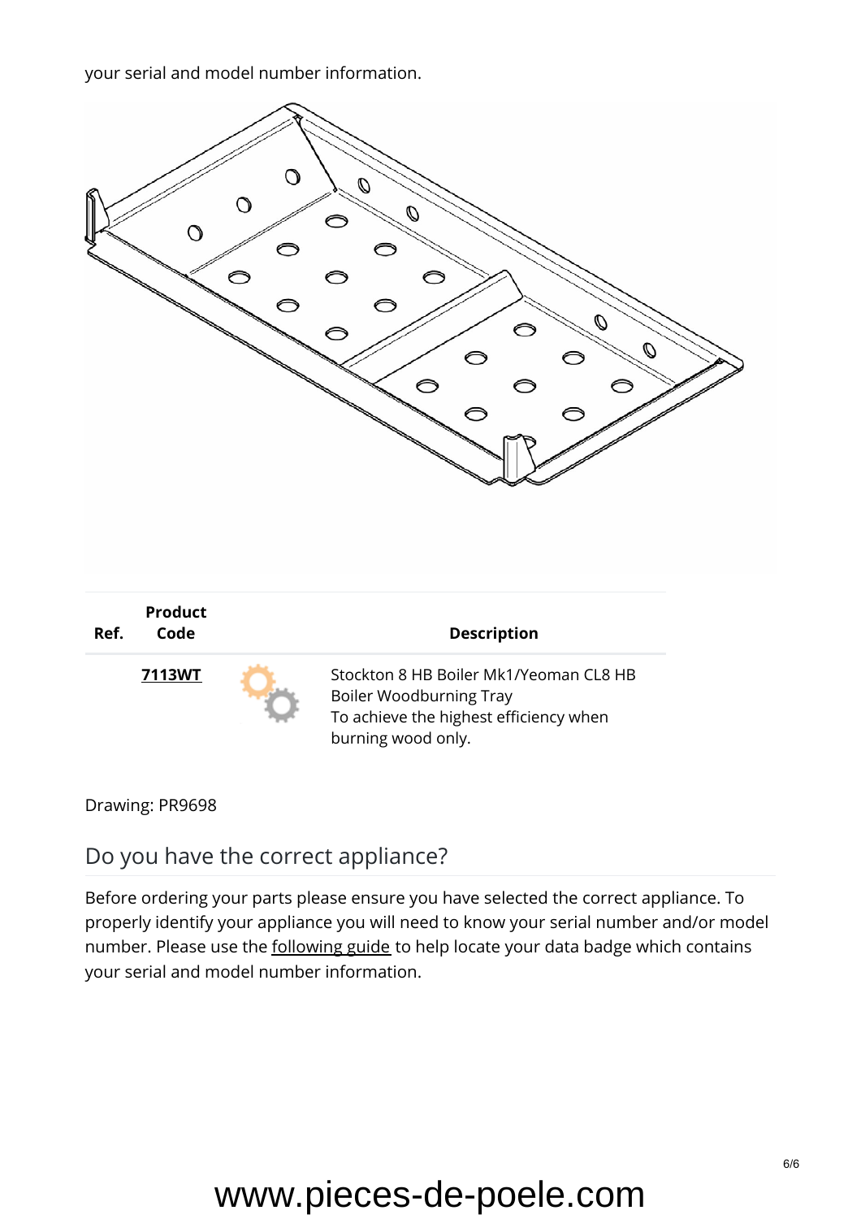your serial and model number information.

| Ref. | Product Code | | Description |
|---|---|---|---|
| | **7113WT** | | Stockton 8 HB Boiler Mk1/Yeoman CL8 HB Boiler Woodburning Tray<br>To achieve the highest efficiency when burning wood only. |

Drawing: PR9698

## Do you have the correct appliance?

Before ordering your parts please ensure you have selected the correct appliance. To properly identify your appliance you will need to know your serial number and/or model number. Please use the following guide to help locate your data badge which contains your serial and model number information.

www.pieces-de-poele.com